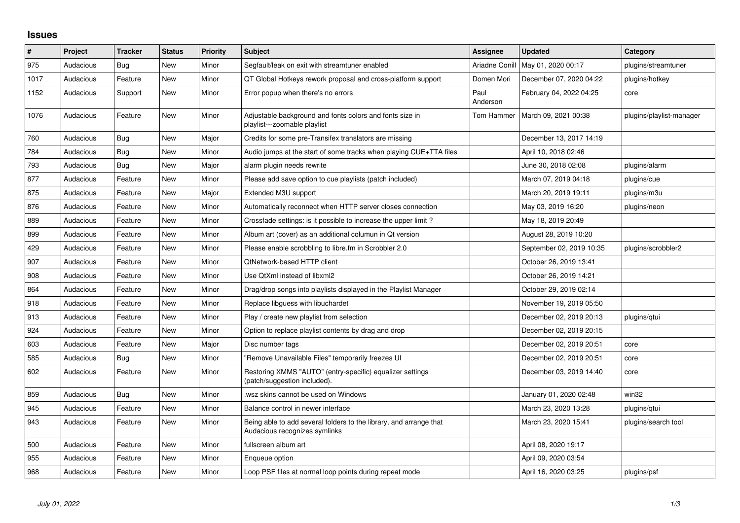# Issues

| # | Project | Tracker | Status | Priority | Subject | Assignee | Updated | Category |
|---|---|---|---|---|---|---|---|---|
| 975 | Audacious | Bug | New | Minor | Segfault/leak on exit with streamtuner enabled | Ariadne Conill | May 01, 2020 00:17 | plugins/streamtuner |
| 1017 | Audacious | Feature | New | Minor | QT Global Hotkeys rework proposal and cross-platform support | Domen Mori | December 07, 2020 04:22 | plugins/hotkey |
| 1152 | Audacious | Support | New | Minor | Error popup when there's no errors | Paul Anderson | February 04, 2022 04:25 | core |
| 1076 | Audacious | Feature | New | Minor | Adjustable background and fonts colors and fonts size in playlist---zoomable playlist | Tom Hammer | March 09, 2021 00:38 | plugins/playlist-manager |
| 760 | Audacious | Bug | New | Major | Credits for some pre-Transifex translators are missing | | December 13, 2017 14:19 | |
| 784 | Audacious | Bug | New | Minor | Audio jumps at the start of some tracks when playing CUE+TTA files | | April 10, 2018 02:46 | |
| 793 | Audacious | Bug | New | Major | alarm plugin needs rewrite | | June 30, 2018 02:08 | plugins/alarm |
| 877 | Audacious | Feature | New | Minor | Please add save option to cue playlists (patch included) | | March 07, 2019 04:18 | plugins/cue |
| 875 | Audacious | Feature | New | Major | Extended M3U support | | March 20, 2019 19:11 | plugins/m3u |
| 876 | Audacious | Feature | New | Minor | Automatically reconnect when HTTP server closes connection | | May 03, 2019 16:20 | plugins/neon |
| 889 | Audacious | Feature | New | Minor | Crossfade settings: is it possible to increase the upper limit ? | | May 18, 2019 20:49 | |
| 899 | Audacious | Feature | New | Minor | Album art (cover) as an additional columun in Qt version | | August 28, 2019 10:20 | |
| 429 | Audacious | Feature | New | Minor | Please enable scrobbling to libre.fm in Scrobbler 2.0 | | September 02, 2019 10:35 | plugins/scrobbler2 |
| 907 | Audacious | Feature | New | Minor | QtNetwork-based HTTP client | | October 26, 2019 13:41 | |
| 908 | Audacious | Feature | New | Minor | Use QtXml instead of libxml2 | | October 26, 2019 14:21 | |
| 864 | Audacious | Feature | New | Minor | Drag/drop songs into playlists displayed in the Playlist Manager | | October 29, 2019 02:14 | |
| 918 | Audacious | Feature | New | Minor | Replace libguess with libuchardet | | November 19, 2019 05:50 | |
| 913 | Audacious | Feature | New | Minor | Play / create new playlist from selection | | December 02, 2019 20:13 | plugins/qtui |
| 924 | Audacious | Feature | New | Minor | Option to replace playlist contents by drag and drop | | December 02, 2019 20:15 | |
| 603 | Audacious | Feature | New | Major | Disc number tags | | December 02, 2019 20:51 | core |
| 585 | Audacious | Bug | New | Minor | "Remove Unavailable Files" temporarily freezes UI | | December 02, 2019 20:51 | core |
| 602 | Audacious | Feature | New | Minor | Restoring XMMS "AUTO" (entry-specific) equalizer settings (patch/suggestion included). | | December 03, 2019 14:40 | core |
| 859 | Audacious | Bug | New | Minor | .wsz skins cannot be used on Windows | | January 01, 2020 02:48 | win32 |
| 945 | Audacious | Feature | New | Minor | Balance control in newer interface | | March 23, 2020 13:28 | plugins/qtui |
| 943 | Audacious | Feature | New | Minor | Being able to add several folders to the library, and arrange that Audacious recognizes symlinks | | March 23, 2020 15:41 | plugins/search tool |
| 500 | Audacious | Feature | New | Minor | fullscreen album art | | April 08, 2020 19:17 | |
| 955 | Audacious | Feature | New | Minor | Enqueue option | | April 09, 2020 03:54 | |
| 968 | Audacious | Feature | New | Minor | Loop PSF files at normal loop points during repeat mode | | April 16, 2020 03:25 | plugins/psf |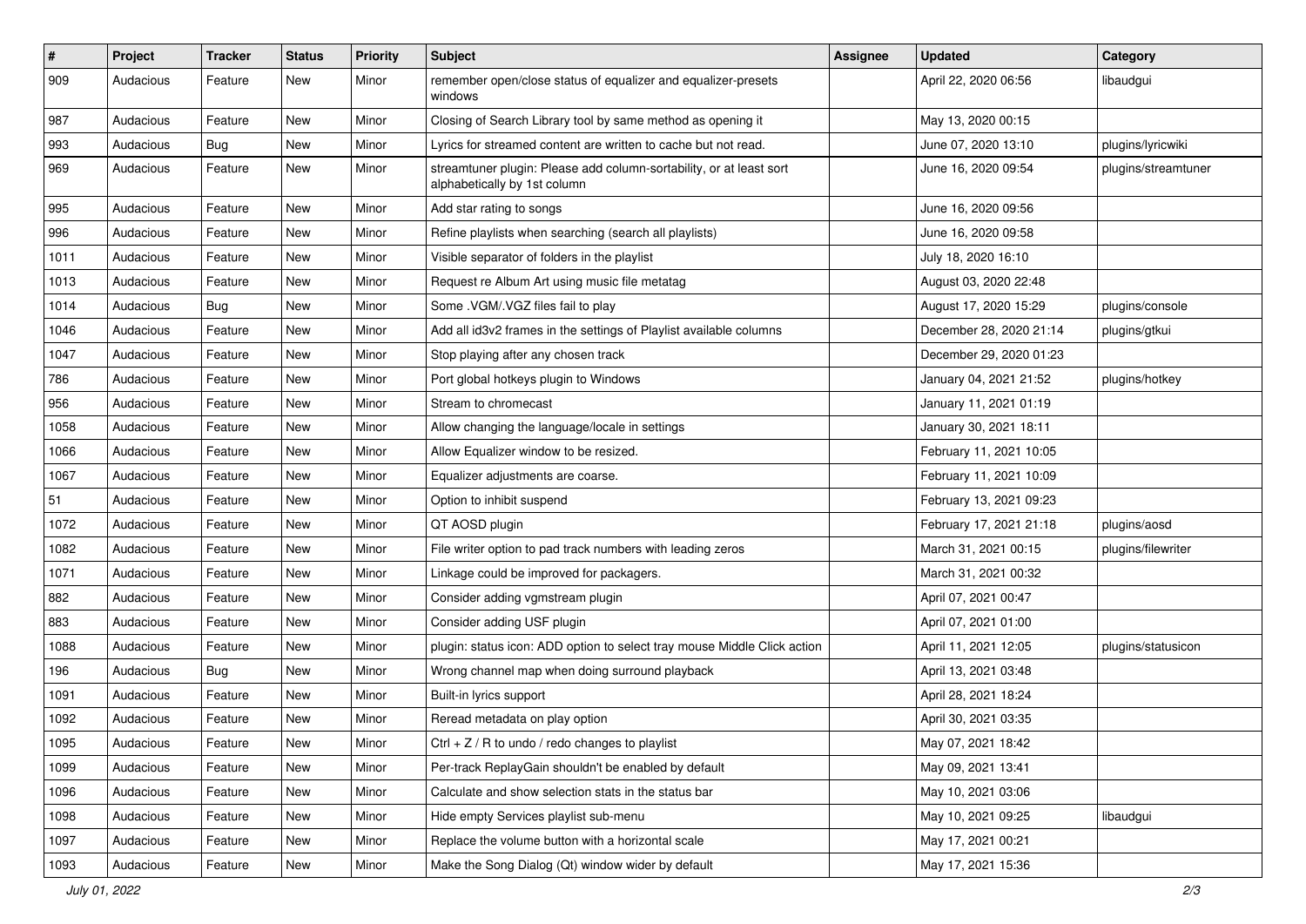| # | Project | Tracker | Status | Priority | Subject | Assignee | Updated | Category |
|---|---|---|---|---|---|---|---|---|
| 909 | Audacious | Feature | New | Minor | remember open/close status of equalizer and equalizer-presets windows | | April 22, 2020 06:56 | libaudgui |
| 987 | Audacious | Feature | New | Minor | Closing of Search Library tool by same method as opening it | | May 13, 2020 00:15 | |
| 993 | Audacious | Bug | New | Minor | Lyrics for streamed content are written to cache but not read. | | June 07, 2020 13:10 | plugins/lyricwiki |
| 969 | Audacious | Feature | New | Minor | streamtuner plugin: Please add column-sortability, or at least sort alphabetically by 1st column | | June 16, 2020 09:54 | plugins/streamtuner |
| 995 | Audacious | Feature | New | Minor | Add star rating to songs | | June 16, 2020 09:56 | |
| 996 | Audacious | Feature | New | Minor | Refine playlists when searching (search all playlists) | | June 16, 2020 09:58 | |
| 1011 | Audacious | Feature | New | Minor | Visible separator of folders in the playlist | | July 18, 2020 16:10 | |
| 1013 | Audacious | Feature | New | Minor | Request re Album Art using music file metatag | | August 03, 2020 22:48 | |
| 1014 | Audacious | Bug | New | Minor | Some .VGM/.VGZ files fail to play | | August 17, 2020 15:29 | plugins/console |
| 1046 | Audacious | Feature | New | Minor | Add all id3v2 frames in the settings of Playlist available columns | | December 28, 2020 21:14 | plugins/gtkui |
| 1047 | Audacious | Feature | New | Minor | Stop playing after any chosen track | | December 29, 2020 01:23 | |
| 786 | Audacious | Feature | New | Minor | Port global hotkeys plugin to Windows | | January 04, 2021 21:52 | plugins/hotkey |
| 956 | Audacious | Feature | New | Minor | Stream to chromecast | | January 11, 2021 01:19 | |
| 1058 | Audacious | Feature | New | Minor | Allow changing the language/locale in settings | | January 30, 2021 18:11 | |
| 1066 | Audacious | Feature | New | Minor | Allow Equalizer window to be resized. | | February 11, 2021 10:05 | |
| 1067 | Audacious | Feature | New | Minor | Equalizer adjustments are coarse. | | February 11, 2021 10:09 | |
| 51 | Audacious | Feature | New | Minor | Option to inhibit suspend | | February 13, 2021 09:23 | |
| 1072 | Audacious | Feature | New | Minor | QT AOSD plugin | | February 17, 2021 21:18 | plugins/aosd |
| 1082 | Audacious | Feature | New | Minor | File writer option to pad track numbers with leading zeros | | March 31, 2021 00:15 | plugins/filewriter |
| 1071 | Audacious | Feature | New | Minor | Linkage could be improved for packagers. | | March 31, 2021 00:32 | |
| 882 | Audacious | Feature | New | Minor | Consider adding vgmstream plugin | | April 07, 2021 00:47 | |
| 883 | Audacious | Feature | New | Minor | Consider adding USF plugin | | April 07, 2021 01:00 | |
| 1088 | Audacious | Feature | New | Minor | plugin: status icon: ADD option to select tray mouse Middle Click action | | April 11, 2021 12:05 | plugins/statusicon |
| 196 | Audacious | Bug | New | Minor | Wrong channel map when doing surround playback | | April 13, 2021 03:48 | |
| 1091 | Audacious | Feature | New | Minor | Built-in lyrics support | | April 28, 2021 18:24 | |
| 1092 | Audacious | Feature | New | Minor | Reread metadata on play option | | April 30, 2021 03:35 | |
| 1095 | Audacious | Feature | New | Minor | Ctrl + Z / R to undo / redo changes to playlist | | May 07, 2021 18:42 | |
| 1099 | Audacious | Feature | New | Minor | Per-track ReplayGain shouldn't be enabled by default | | May 09, 2021 13:41 | |
| 1096 | Audacious | Feature | New | Minor | Calculate and show selection stats in the status bar | | May 10, 2021 03:06 | |
| 1098 | Audacious | Feature | New | Minor | Hide empty Services playlist sub-menu | | May 10, 2021 09:25 | libaudgui |
| 1097 | Audacious | Feature | New | Minor | Replace the volume button with a horizontal scale | | May 17, 2021 00:21 | |
| 1093 | Audacious | Feature | New | Minor | Make the Song Dialog (Qt) window wider by default | | May 17, 2021 15:36 | |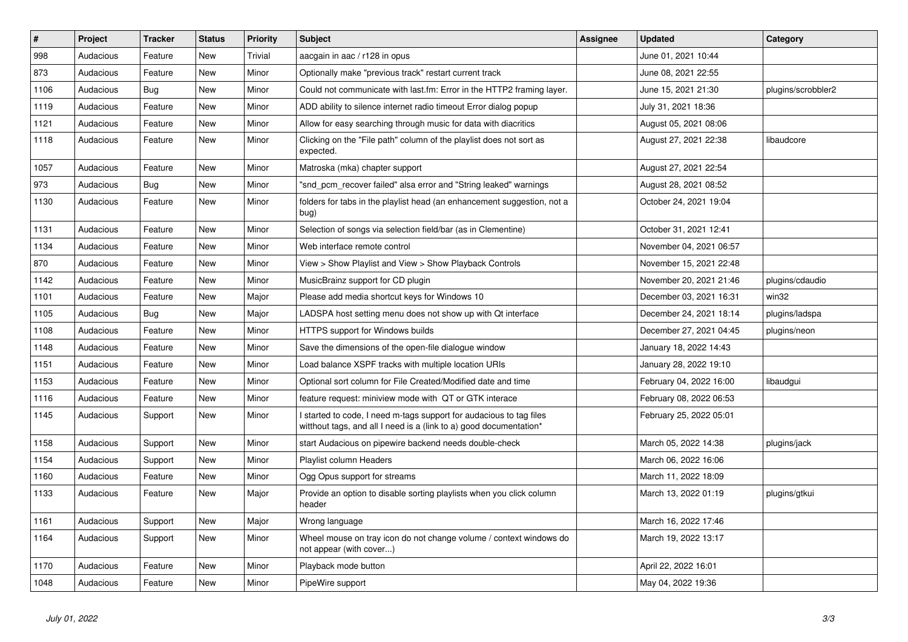| # | Project | Tracker | Status | Priority | Subject | Assignee | Updated | Category |
|---|---|---|---|---|---|---|---|---|
| 998 | Audacious | Feature | New | Trivial | aacgain in aac / r128 in opus | | June 01, 2021 10:44 | |
| 873 | Audacious | Feature | New | Minor | Optionally make "previous track" restart current track | | June 08, 2021 22:55 | |
| 1106 | Audacious | Bug | New | Minor | Could not communicate with last.fm: Error in the HTTP2 framing layer. | | June 15, 2021 21:30 | plugins/scrobbler2 |
| 1119 | Audacious | Feature | New | Minor | ADD ability to silence internet radio timeout Error dialog popup | | July 31, 2021 18:36 | |
| 1121 | Audacious | Feature | New | Minor | Allow for easy searching through music for data with diacritics | | August 05, 2021 08:06 | |
| 1118 | Audacious | Feature | New | Minor | Clicking on the "File path" column of the playlist does not sort as expected. | | August 27, 2021 22:38 | libaudcore |
| 1057 | Audacious | Feature | New | Minor | Matroska (mka) chapter support | | August 27, 2021 22:54 | |
| 973 | Audacious | Bug | New | Minor | "snd_pcm_recover failed" alsa error and "String leaked" warnings | | August 28, 2021 08:52 | |
| 1130 | Audacious | Feature | New | Minor | folders for tabs in the playlist head (an enhancement suggestion, not a bug) | | October 24, 2021 19:04 | |
| 1131 | Audacious | Feature | New | Minor | Selection of songs via selection field/bar (as in Clementine) | | October 31, 2021 12:41 | |
| 1134 | Audacious | Feature | New | Minor | Web interface remote control | | November 04, 2021 06:57 | |
| 870 | Audacious | Feature | New | Minor | View > Show Playlist and View > Show Playback Controls | | November 15, 2021 22:48 | |
| 1142 | Audacious | Feature | New | Minor | MusicBrainz support for CD plugin | | November 20, 2021 21:46 | plugins/cdaudio |
| 1101 | Audacious | Feature | New | Major | Please add media shortcut keys for Windows 10 | | December 03, 2021 16:31 | win32 |
| 1105 | Audacious | Bug | New | Major | LADSPA host setting menu does not show up with Qt interface | | December 24, 2021 18:14 | plugins/ladspa |
| 1108 | Audacious | Feature | New | Minor | HTTPS support for Windows builds | | December 27, 2021 04:45 | plugins/neon |
| 1148 | Audacious | Feature | New | Minor | Save the dimensions of the open-file dialogue window | | January 18, 2022 14:43 | |
| 1151 | Audacious | Feature | New | Minor | Load balance XSPF tracks with multiple location URIs | | January 28, 2022 19:10 | |
| 1153 | Audacious | Feature | New | Minor | Optional sort column for File Created/Modified date and time | | February 04, 2022 16:00 | libaudgui |
| 1116 | Audacious | Feature | New | Minor | feature request: miniview mode with QT or GTK interace | | February 08, 2022 06:53 | |
| 1145 | Audacious | Support | New | Minor | I started to code, I need m-tags support for audacious to tag files witthout tags, and all I need is a (link to a) good documentation* | | February 25, 2022 05:01 | |
| 1158 | Audacious | Support | New | Minor | start Audacious on pipewire backend needs double-check | | March 05, 2022 14:38 | plugins/jack |
| 1154 | Audacious | Support | New | Minor | Playlist column Headers | | March 06, 2022 16:06 | |
| 1160 | Audacious | Feature | New | Minor | Ogg Opus support for streams | | March 11, 2022 18:09 | |
| 1133 | Audacious | Feature | New | Major | Provide an option to disable sorting playlists when you click column header | | March 13, 2022 01:19 | plugins/gtkui |
| 1161 | Audacious | Support | New | Major | Wrong language | | March 16, 2022 17:46 | |
| 1164 | Audacious | Support | New | Minor | Wheel mouse on tray icon do not change volume / context windows do not appear (with cover...) | | March 19, 2022 13:17 | |
| 1170 | Audacious | Feature | New | Minor | Playback mode button | | April 22, 2022 16:01 | |
| 1048 | Audacious | Feature | New | Minor | PipeWire support | | May 04, 2022 19:36 | |